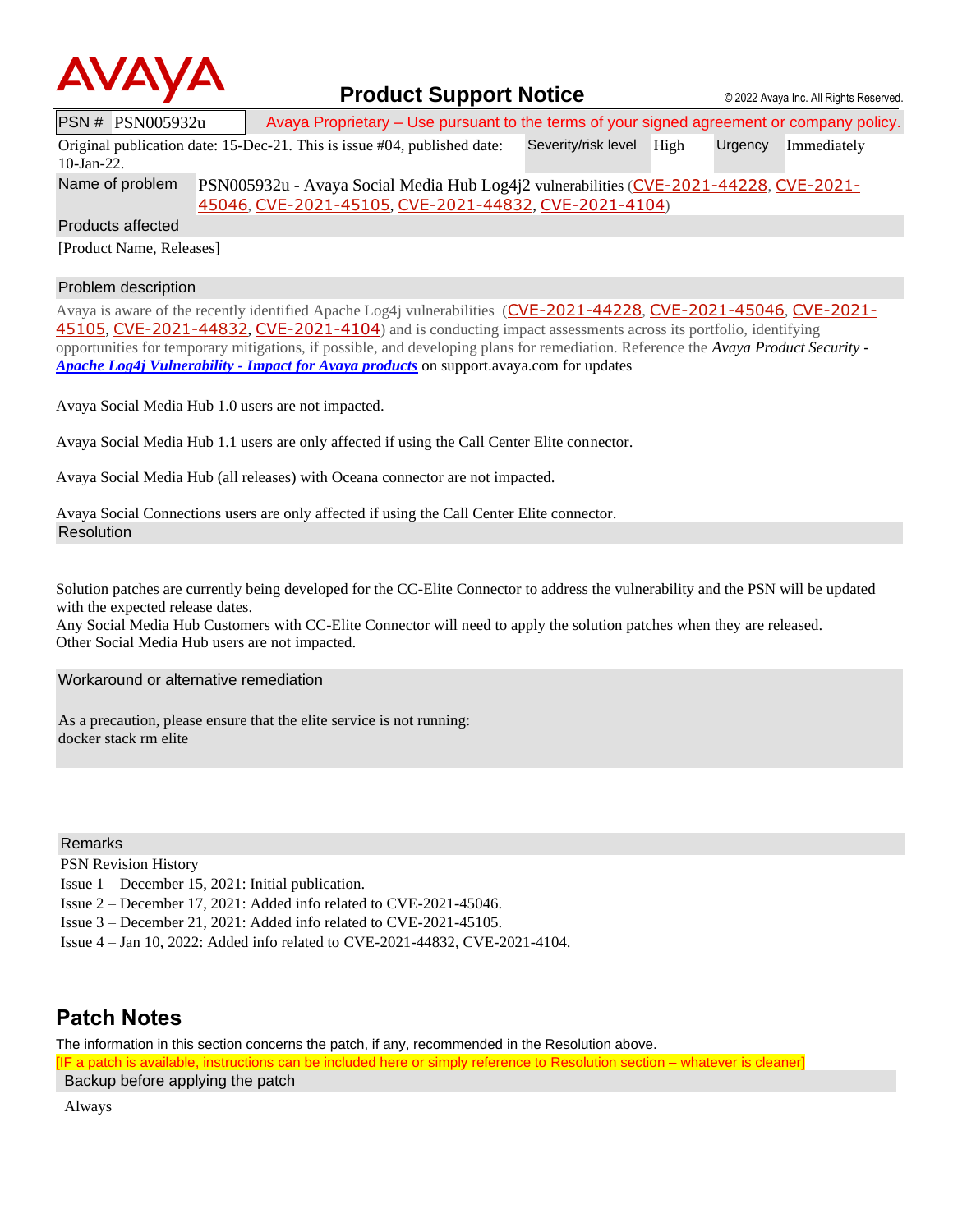AVAYA

# Product Support Notice

© 2022 Avaya Inc. All Rights Reserved.

| PSN # PSN005932u | Avaya Proprietary – Use pursuant to the terms of your signed agreement or company policy. | | | |
|---|---|---|---|---|
| Original publication date: 15-Dec-21. This is issue #04, published date: 10-Jan-22. | Severity/risk level | High | Urgency | Immediately |
| Name of problem | PSN005932u - Avaya Social Media Hub Log4j2 vulnerabilities (CVE-2021-44228, CVE-2021-45046, CVE-2021-45105, CVE-2021-44832, CVE-2021-4104) | | | |

## Products affected

[Product Name, Releases]

## Problem description

Avaya is aware of the recently identified Apache Log4j vulnerabilities (CVE-2021-44228, CVE-2021-45046, CVE-2021-45105, CVE-2021-44832, CVE-2021-4104) and is conducting impact assessments across its portfolio, identifying opportunities for temporary mitigations, if possible, and developing plans for remediation. Reference the *Avaya Product Security - **Apache Log4j Vulnerability - Impact for Avaya products*** on support.avaya.com for updates

Avaya Social Media Hub 1.0 users are not impacted.

Avaya Social Media Hub 1.1 users are only affected if using the Call Center Elite connector.

Avaya Social Media Hub (all releases) with Oceana connector are not impacted.

Avaya Social Connections users are only affected if using the Call Center Elite connector.

## Resolution

Solution patches are currently being developed for the CC-Elite Connector to address the vulnerability and the PSN will be updated with the expected release dates.
Any Social Media Hub Customers with CC-Elite Connector will need to apply the solution patches when they are released.
Other Social Media Hub users are not impacted.

## Workaround or alternative remediation

As a precaution, please ensure that the elite service is not running:
docker stack rm elite

## Remarks

PSN Revision History
Issue 1 – December 15, 2021: Initial publication.
Issue 2 – December 17, 2021: Added info related to CVE-2021-45046.
Issue 3 – December 21, 2021: Added info related to CVE-2021-45105.
Issue 4 – Jan 10, 2022: Added info related to CVE-2021-44832, CVE-2021-4104.

# Patch Notes

The information in this section concerns the patch, if any, recommended in the Resolution above.
[IF a patch is available, instructions can be included here or simply reference to Resolution section – whatever is cleaner]

## Backup before applying the patch

Always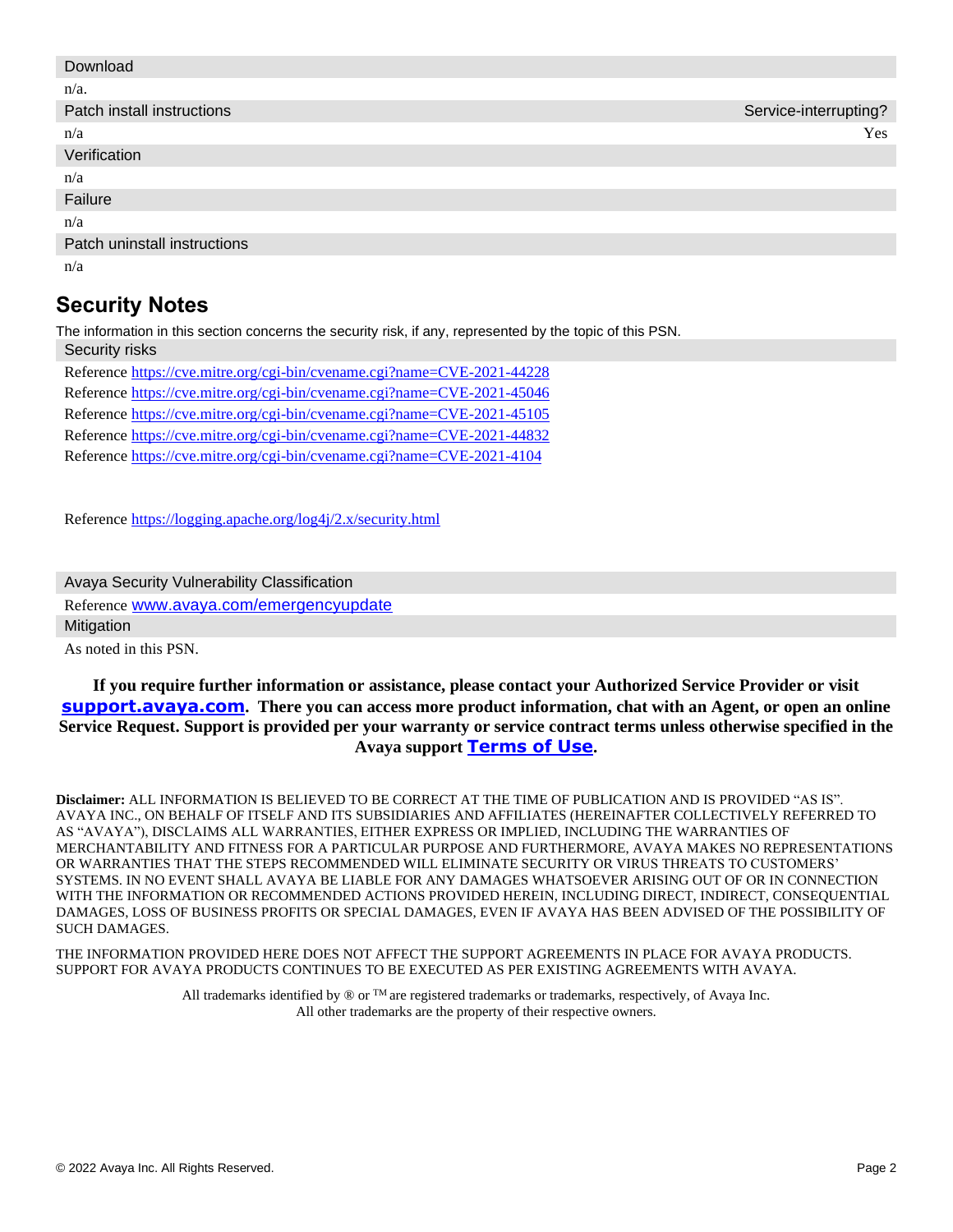| Download | |
| --- | --- |
| n/a. | |
| **Patch install instructions** | **Service-interrupting?** |
| n/a | Yes |
| **Verification** | |
| n/a | |
| **Failure** | |
| n/a | |
| **Patch uninstall instructions** | |
| n/a | |

## Security Notes

The information in this section concerns the security risk, if any, represented by the topic of this PSN.

**Security risks**

Reference https://cve.mitre.org/cgi-bin/cvename.cgi?name=CVE-2021-44228
Reference https://cve.mitre.org/cgi-bin/cvename.cgi?name=CVE-2021-45046
Reference https://cve.mitre.org/cgi-bin/cvename.cgi?name=CVE-2021-45105
Reference https://cve.mitre.org/cgi-bin/cvename.cgi?name=CVE-2021-44832
Reference https://cve.mitre.org/cgi-bin/cvename.cgi?name=CVE-2021-4104

Reference https://logging.apache.org/log4j/2.x/security.html

**Avaya Security Vulnerability Classification**

Reference www.avaya.com/emergencyupdate

**Mitigation**

As noted in this PSN.

**If you require further information or assistance, please contact your Authorized Service Provider or visit support.avaya.com. There you can access more product information, chat with an Agent, or open an online Service Request. Support is provided per your warranty or service contract terms unless otherwise specified in the Avaya support Terms of Use.**

**Disclaimer:** ALL INFORMATION IS BELIEVED TO BE CORRECT AT THE TIME OF PUBLICATION AND IS PROVIDED "AS IS". AVAYA INC., ON BEHALF OF ITSELF AND ITS SUBSIDIARIES AND AFFILIATES (HEREINAFTER COLLECTIVELY REFERRED TO AS "AVAYA"), DISCLAIMS ALL WARRANTIES, EITHER EXPRESS OR IMPLIED, INCLUDING THE WARRANTIES OF MERCHANTABILITY AND FITNESS FOR A PARTICULAR PURPOSE AND FURTHERMORE, AVAYA MAKES NO REPRESENTATIONS OR WARRANTIES THAT THE STEPS RECOMMENDED WILL ELIMINATE SECURITY OR VIRUS THREATS TO CUSTOMERS' SYSTEMS. IN NO EVENT SHALL AVAYA BE LIABLE FOR ANY DAMAGES WHATSOEVER ARISING OUT OF OR IN CONNECTION WITH THE INFORMATION OR RECOMMENDED ACTIONS PROVIDED HEREIN, INCLUDING DIRECT, INDIRECT, CONSEQUENTIAL DAMAGES, LOSS OF BUSINESS PROFITS OR SPECIAL DAMAGES, EVEN IF AVAYA HAS BEEN ADVISED OF THE POSSIBILITY OF SUCH DAMAGES.

THE INFORMATION PROVIDED HERE DOES NOT AFFECT THE SUPPORT AGREEMENTS IN PLACE FOR AVAYA PRODUCTS. SUPPORT FOR AVAYA PRODUCTS CONTINUES TO BE EXECUTED AS PER EXISTING AGREEMENTS WITH AVAYA.

All trademarks identified by ® or ™ are registered trademarks or trademarks, respectively, of Avaya Inc.
All other trademarks are the property of their respective owners.

© 2022 Avaya Inc. All Rights Reserved.